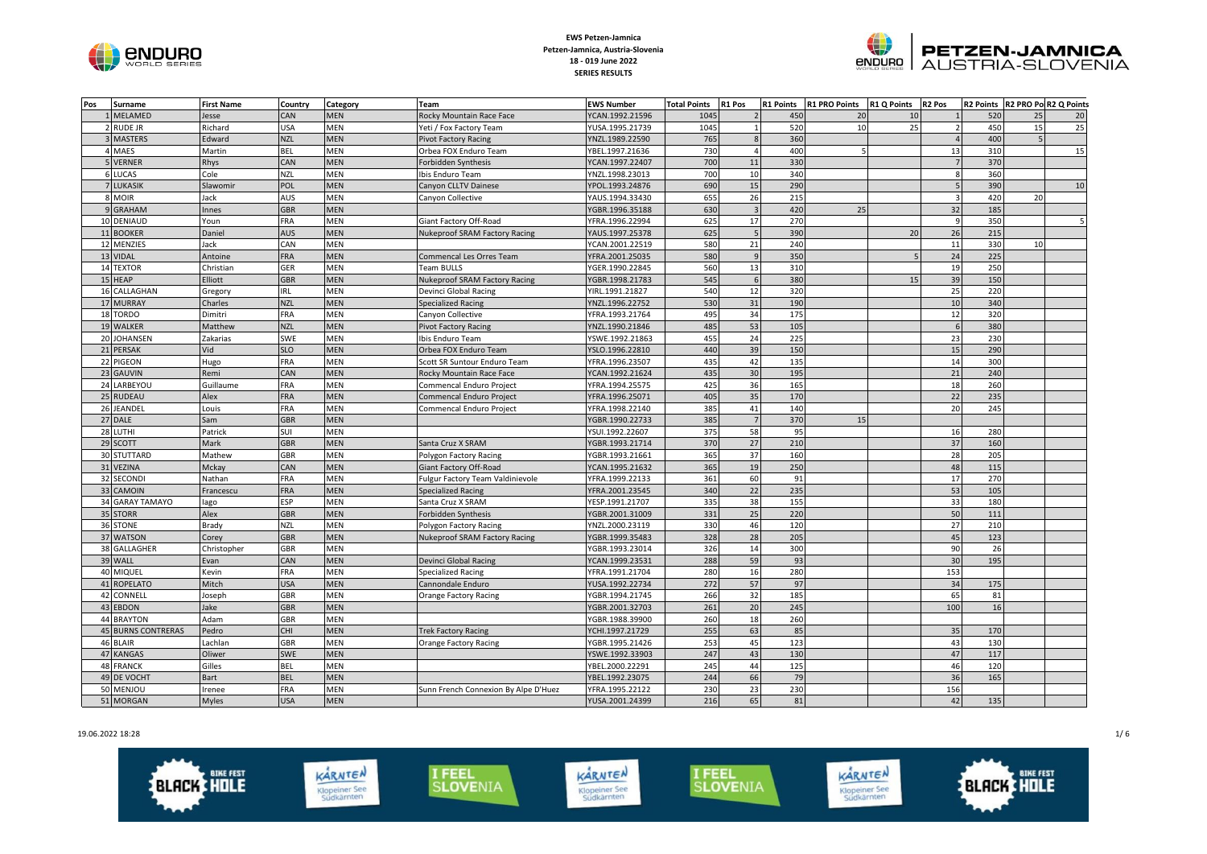**EWS Petzen-Jamnica**
**Petzen-Jamnica, Austria-Slovenia**
**18 - 019 June 2022**
**SERIES RESULTS**

| Pos | Surname | First Name | Country | Category | Team | EWS Number | Total Points | R1 Pos | R1 Points | R1 PRO Points | R1 Q Points | R2 Pos | R2 Points | R2 PRO Po | R2 Q Points |
|---|---|---|---|---|---|---|---|---|---|---|---|---|---|---|---|
| 1 | MELAMED | Jesse | CAN | MEN | Rocky Mountain Race Face | YCAN.1992.21596 | 1045 | 2 | 450 | 20 | 10 | 1 | 520 | 25 | 20 |
| 2 | RUDE JR | Richard | USA | MEN | Yeti / Fox Factory Team | YUSA.1995.21739 | 1045 | 1 | 520 | 10 | 25 | 2 | 450 | 15 | 25 |
| 3 | MASTERS | Edward | NZL | MEN | Pivot Factory Racing | YNZL.1989.22590 | 765 | 8 | 360 | | | 4 | 400 | 5 | |
| 4 | MAES | Martin | BEL | MEN | Orbea FOX Enduro Team | YBEL.1997.21636 | 730 | 4 | 400 | 5 | | 13 | 310 | | 15 |
| 5 | VERNER | Rhys | CAN | MEN | Forbidden Synthesis | YCAN.1997.22407 | 700 | 11 | 330 | | | 7 | 370 | | |
| 6 | LUCAS | Cole | NZL | MEN | Ibis Enduro Team | YNZL.1998.23013 | 700 | 10 | 340 | | | 8 | 360 | | |
| 7 | LUKASIK | Slawomir | POL | MEN | Canyon CLLTV Dainese | YPOL.1993.24876 | 690 | 15 | 290 | | | 5 | 390 | | 10 |
| 8 | MOIR | Jack | AUS | MEN | Canyon Collective | YAUS.1994.33430 | 655 | 26 | 215 | | | 3 | 420 | 20 | |
| 9 | GRAHAM | Innes | GBR | MEN | | YGBR.1996.35188 | 630 | 3 | 420 | 25 | | 32 | 185 | | |
| 10 | DENIAUD | Youn | FRA | MEN | Giant Factory Off-Road | YFRA.1996.22994 | 625 | 17 | 270 | | | 9 | 350 | | 5 |
| 11 | BOOKER | Daniel | AUS | MEN | Nukeproof SRAM Factory Racing | YAUS.1997.25378 | 625 | 5 | 390 | | 20 | 26 | 215 | | |
| 12 | MENZIES | Jack | CAN | MEN | | YCAN.2001.22519 | 580 | 21 | 240 | | | 11 | 330 | 10 | |
| 13 | VIDAL | Antoine | FRA | MEN | Commencal Les Orres Team | YFRA.2001.25035 | 580 | 9 | 350 | | 5 | 24 | 225 | | |
| 14 | TEXTOR | Christian | GER | MEN | Team BULLS | YGER.1990.22845 | 560 | 13 | 310 | | | 19 | 250 | | |
| 15 | HEAP | Elliott | GBR | MEN | Nukeproof SRAM Factory Racing | YGBR.1998.21783 | 545 | 6 | 380 | | 15 | 39 | 150 | | |
| 16 | CALLAGHAN | Gregory | IRL | MEN | Devinci Global Racing | YIRL.1991.21827 | 540 | 12 | 320 | | | 25 | 220 | | |
| 17 | MURRAY | Charles | NZL | MEN | Specialized Racing | YNZL.1996.22752 | 530 | 31 | 190 | | | 10 | 340 | | |
| 18 | TORDO | Dimitri | FRA | MEN | Canyon Collective | YFRA.1993.21764 | 495 | 34 | 175 | | | 12 | 320 | | |
| 19 | WALKER | Matthew | NZL | MEN | Pivot Factory Racing | YNZL.1990.21846 | 485 | 53 | 105 | | | 6 | 380 | | |
| 20 | JOHANSEN | Zakarias | SWE | MEN | Ibis Enduro Team | YSWE.1992.21863 | 455 | 24 | 225 | | | 23 | 230 | | |
| 21 | PERSAK | Vid | SLO | MEN | Orbea FOX Enduro Team | YSLO.1996.22810 | 440 | 39 | 150 | | | 15 | 290 | | |
| 22 | PIGEON | Hugo | FRA | MEN | Scott SR Suntour Enduro Team | YFRA.1996.23507 | 435 | 42 | 135 | | | 14 | 300 | | |
| 23 | GAUVIN | Remi | CAN | MEN | Rocky Mountain Race Face | YCAN.1992.21624 | 435 | 30 | 195 | | | 21 | 240 | | |
| 24 | LARBEYOU | Guillaume | FRA | MEN | Commencal Enduro Project | YFRA.1994.25575 | 425 | 36 | 165 | | | 18 | 260 | | |
| 25 | RUDEAU | Alex | FRA | MEN | Commencal Enduro Project | YFRA.1996.25071 | 405 | 35 | 170 | | | 22 | 235 | | |
| 26 | JEANDEL | Louis | FRA | MEN | Commencal Enduro Project | YFRA.1998.22140 | 385 | 41 | 140 | | | 20 | 245 | | |
| 27 | DALE | Sam | GBR | MEN | | YGBR.1990.22733 | 385 | 7 | 370 | 15 | | | | | |
| 28 | LUTHI | Patrick | SUI | MEN | | YSUI.1992.22607 | 375 | 58 | 95 | | | 16 | 280 | | |
| 29 | SCOTT | Mark | GBR | MEN | Santa Cruz X SRAM | YGBR.1993.21714 | 370 | 27 | 210 | | | 37 | 160 | | |
| 30 | STUTTARD | Mathew | GBR | MEN | Polygon Factory Racing | YGBR.1993.21661 | 365 | 37 | 160 | | | 28 | 205 | | |
| 31 | VEZINA | Mckay | CAN | MEN | Giant Factory Off-Road | YCAN.1995.21632 | 365 | 19 | 250 | | | 48 | 115 | | |
| 32 | SECONDI | Nathan | FRA | MEN | Fulgur Factory Team Valdinievole | YFRA.1999.22133 | 361 | 60 | 91 | | | 17 | 270 | | |
| 33 | CAMOIN | Francescu | FRA | MEN | Specialized Racing | YFRA.2001.23545 | 340 | 22 | 235 | | | 53 | 105 | | |
| 34 | GARAY TAMAYO | Iago | ESP | MEN | Santa Cruz X SRAM | YESP.1991.21707 | 335 | 38 | 155 | | | 33 | 180 | | |
| 35 | STORR | Alex | GBR | MEN | Forbidden Synthesis | YGBR.2001.31009 | 331 | 25 | 220 | | | 50 | 111 | | |
| 36 | STONE | Brady | NZL | MEN | Polygon Factory Racing | YNZL.2000.23119 | 330 | 46 | 120 | | | 27 | 210 | | |
| 37 | WATSON | Corey | GBR | MEN | Nukeproof SRAM Factory Racing | YGBR.1999.35483 | 328 | 28 | 205 | | | 45 | 123 | | |
| 38 | GALLAGHER | Christopher | GBR | MEN | | YGBR.1993.23014 | 326 | 14 | 300 | | | 90 | 26 | | |
| 39 | WALL | Evan | CAN | MEN | Devinci Global Racing | YCAN.1999.23531 | 288 | 59 | 93 | | | 30 | 195 | | |
| 40 | MIQUEL | Kevin | FRA | MEN | Specialized Racing | YFRA.1991.21704 | 280 | 16 | 280 | | | 153 | | | |
| 41 | ROPELATO | Mitch | USA | MEN | Cannondale Enduro | YUSA.1992.22734 | 272 | 57 | 97 | | | 34 | 175 | | |
| 42 | CONNELL | Joseph | GBR | MEN | Orange Factory Racing | YGBR.1994.21745 | 266 | 32 | 185 | | | 65 | 81 | | |
| 43 | EBDON | Jake | GBR | MEN | | YGBR.2001.32703 | 261 | 20 | 245 | | | 100 | 16 | | |
| 44 | BRAYTON | Adam | GBR | MEN | | YGBR.1988.39900 | 260 | 18 | 260 | | | | | | |
| 45 | BURNS CONTRERAS | Pedro | CHI | MEN | Trek Factory Racing | YCHI.1997.21729 | 255 | 63 | 85 | | | 35 | 170 | | |
| 46 | BLAIR | Lachlan | GBR | MEN | Orange Factory Racing | YGBR.1995.21426 | 253 | 45 | 123 | | | 43 | 130 | | |
| 47 | KANGAS | Oliwer | SWE | MEN | | YSWE.1992.33903 | 247 | 43 | 130 | | | 47 | 117 | | |
| 48 | FRANCK | Gilles | BEL | MEN | | YBEL.2000.22291 | 245 | 44 | 125 | | | 46 | 120 | | |
| 49 | DE VOCHT | Bart | BEL | MEN | | YBEL.1992.23075 | 244 | 66 | 79 | | | 36 | 165 | | |
| 50 | MENJOU | Irenee | FRA | MEN | Sunn French Connexion By Alpe D'Huez | YFRA.1995.22122 | 230 | 23 | 230 | | | 156 | | | |
| 51 | MORGAN | Myles | USA | MEN | | YUSA.2001.24399 | 216 | 65 | 81 | | | 42 | 135 | | |

19.06.2022 18:28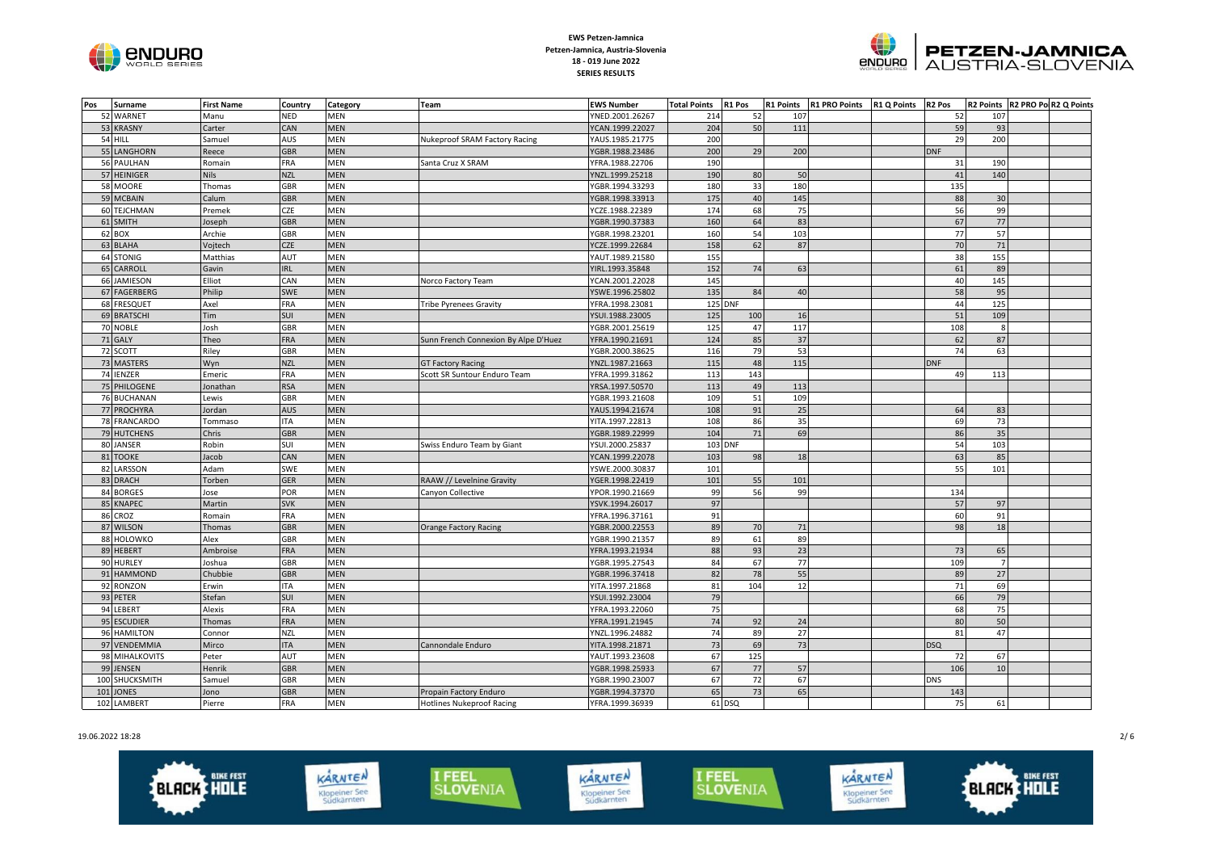**EWS Petzen-Jamnica**
**Petzen-Jamnica, Austria-Slovenia**
**18 - 019 June 2022**
**SERIES RESULTS**

| Pos | Surname | First Name | Country | Category | Team | EWS Number | Total Points | R1 Pos | R1 Points | R1 PRO Points | R1 Q Points | R2 Pos | R2 Points | R2 PRO Po | R2 Q Points |
|---|---|---|---|---|---|---|---|---|---|---|---|---|---|---|---|
| 52 | WARNET | Manu | NED | MEN | | YNED.2001.26267 | 214 | 52 | 107 | | | 52 | 107 | | |
| 53 | KRASNY | Carter | CAN | MEN | | YCAN.1999.22027 | 204 | 50 | 111 | | | 59 | 93 | | |
| 54 | HILL | Samuel | AUS | MEN | Nukeproof SRAM Factory Racing | YAUS.1985.21775 | 200 | | | | | 29 | 200 | | |
| 55 | LANGHORN | Reece | GBR | MEN | | YGBR.1988.23486 | 200 | 29 | 200 | | | DNF | | | |
| 56 | PAULHAN | Romain | FRA | MEN | Santa Cruz X SRAM | YFRA.1988.22706 | 190 | | | | | 31 | 190 | | |
| 57 | HEINIGER | Nils | NZL | MEN | | YNZL.1999.25218 | 190 | 80 | 50 | | | 41 | 140 | | |
| 58 | MOORE | Thomas | GBR | MEN | | YGBR.1994.33293 | 180 | 33 | 180 | | | 135 | | | |
| 59 | MCBAIN | Calum | GBR | MEN | | YGBR.1998.33913 | 175 | 40 | 145 | | | 88 | 30 | | |
| 60 | TEJCHMAN | Premek | CZE | MEN | | YCZE.1988.22389 | 174 | 68 | 75 | | | 56 | 99 | | |
| 61 | SMITH | Joseph | GBR | MEN | | YGBR.1990.37383 | 160 | 64 | 83 | | | 67 | 77 | | |
| 62 | BOX | Archie | GBR | MEN | | YGBR.1998.23201 | 160 | 54 | 103 | | | 77 | 57 | | |
| 63 | BLAHA | Vojtech | CZE | MEN | | YCZE.1999.22684 | 158 | 62 | 87 | | | 70 | 71 | | |
| 64 | STONIG | Matthias | AUT | MEN | | YAUT.1989.21580 | 155 | | | | | 38 | 155 | | |
| 65 | CARROLL | Gavin | IRL | MEN | | YIRL.1993.35848 | 152 | 74 | 63 | | | 61 | 89 | | |
| 66 | JAMIESON | Elliot | CAN | MEN | Norco Factory Team | YCAN.2001.22028 | 145 | | | | | 40 | 145 | | |
| 67 | FAGERBERG | Philip | SWE | MEN | | YSWE.1996.25802 | 135 | 84 | 40 | | | 58 | 95 | | |
| 68 | FRESQUET | Axel | FRA | MEN | Tribe Pyrenees Gravity | YFRA.1988.23081 | 125 | DNF | | | | 44 | 125 | | |
| 69 | BRATSCHI | Tim | SUI | MEN | | YSUI.1988.23005 | 125 | 100 | 16 | | | 51 | 109 | | |
| 70 | NOBLE | Josh | GBR | MEN | | YGBR.2001.25619 | 125 | 47 | 117 | | | 108 | 8 | | |
| 71 | GALY | Theo | FRA | MEN | Sunn French Connexion By Alpe D'Huez | YFRA.1990.21691 | 124 | 85 | 37 | | | 62 | 87 | | |
| 72 | SCOTT | Riley | GBR | MEN | | YGBR.2000.38625 | 116 | 79 | 53 | | | 74 | 63 | | |
| 73 | MASTERS | Wyn | NZL | MEN | GT Factory Racing | YNZL.1987.21663 | 115 | 48 | 115 | | | DNF | | | |
| 74 | IENZER | Emeric | FRA | MEN | Scott SR Suntour Enduro Team | YFRA.1999.31862 | 113 | 143 | | | | 49 | 113 | | |
| 75 | PHILOGENE | Jonathan | RSA | MEN | | YRSA.1997.50570 | 113 | 49 | 113 | | | | | | |
| 76 | BUCHANAN | Lewis | GBR | MEN | | YGBR.1993.21608 | 109 | 51 | 109 | | | | | | |
| 77 | PROCHYRA | Jordan | AUS | MEN | | YAUS.1994.21674 | 108 | 91 | 25 | | | 64 | 83 | | |
| 78 | FRANCARDO | Tommaso | ITA | MEN | | YITA.1997.22813 | 108 | 86 | 35 | | | 69 | 73 | | |
| 79 | HUTCHENS | Chris | GBR | MEN | | YGBR.1989.22999 | 104 | 71 | 69 | | | 86 | 35 | | |
| 80 | JANSER | Robin | SUI | MEN | Swiss Enduro Team by Giant | YSUI.2000.25837 | 103 | DNF | | | | 54 | 103 | | |
| 81 | TOOKE | Jacob | CAN | MEN | | YCAN.1999.22078 | 103 | 98 | 18 | | | 63 | 85 | | |
| 82 | LARSSON | Adam | SWE | MEN | | YSWE.2000.30837 | 101 | | | | | 55 | 101 | | |
| 83 | DRACH | Torben | GER | MEN | RAAW // Levelnine Gravity | YGER.1998.22419 | 101 | 55 | 101 | | | | | | |
| 84 | BORGES | Jose | POR | MEN | Canyon Collective | YPOR.1990.21669 | 99 | 56 | 99 | | | 134 | | | |
| 85 | KNAPEC | Martin | SVK | MEN | | YSVK.1994.26017 | 97 | | | | | 57 | 97 | | |
| 86 | CROZ | Romain | FRA | MEN | | YFRA.1996.37161 | 91 | | | | | 60 | 91 | | |
| 87 | WILSON | Thomas | GBR | MEN | Orange Factory Racing | YGBR.2000.22553 | 89 | 70 | 71 | | | 98 | 18 | | |
| 88 | HOLOWKO | Alex | GBR | MEN | | YGBR.1990.21357 | 89 | 61 | 89 | | | | | | |
| 89 | HEBERT | Ambroise | FRA | MEN | | YFRA.1993.21934 | 88 | 93 | 23 | | | 73 | 65 | | |
| 90 | HURLEY | Joshua | GBR | MEN | | YGBR.1995.27543 | 84 | 67 | 77 | | | 109 | 7 | | |
| 91 | HAMMOND | Chubbie | GBR | MEN | | YGBR.1996.37418 | 82 | 78 | 55 | | | 89 | 27 | | |
| 92 | RONZON | Erwin | ITA | MEN | | YITA.1997.21868 | 81 | 104 | 12 | | | 71 | 69 | | |
| 93 | PETER | Stefan | SUI | MEN | | YSUI.1992.23004 | 79 | | | | | 66 | 79 | | |
| 94 | LEBERT | Alexis | FRA | MEN | | YFRA.1993.22060 | 75 | | | | | 68 | 75 | | |
| 95 | ESCUDIER | Thomas | FRA | MEN | | YFRA.1991.21945 | 74 | 92 | 24 | | | 80 | 50 | | |
| 96 | HAMILTON | Connor | NZL | MEN | | YNZL.1996.24882 | 74 | 89 | 27 | | | 81 | 47 | | |
| 97 | VENDEMMIA | Mirco | ITA | MEN | Cannondale Enduro | YITA.1998.21871 | 73 | 69 | 73 | | | DSQ | | | |
| 98 | MIHALKOVITS | Peter | AUT | MEN | | YAUT.1993.23608 | 67 | 125 | | | | 72 | 67 | | |
| 99 | JENSEN | Henrik | GBR | MEN | | YGBR.1998.25933 | 67 | 77 | 57 | | | 106 | 10 | | |
| 100 | SHUCKSMITH | Samuel | GBR | MEN | | YGBR.1990.23007 | 67 | 72 | 67 | | | DNS | | | |
| 101 | JONES | Jono | GBR | MEN | Propain Factory Enduro | YGBR.1994.37370 | 65 | 73 | 65 | | | 143 | | | |
| 102 | LAMBERT | Pierre | FRA | MEN | Hotlines Nukeproof Racing | YFRA.1999.36939 | 61 | DSQ | | | | 75 | 61 | | |

19.06.2022 18:28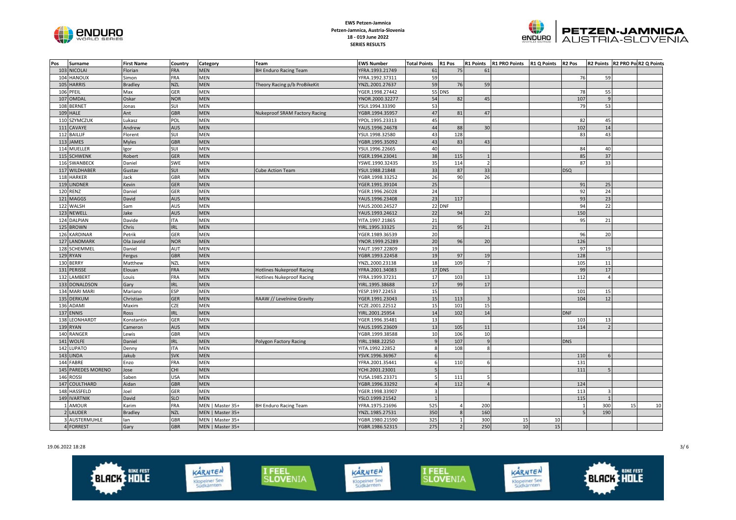**EWS Petzen-Jamnica**
**Petzen-Jamnica, Austria-Slovenia**
**18 - 019 June 2022**
**SERIES RESULTS**

| Pos | Surname | First Name | Country | Category | Team | EWS Number | Total Points | R1 Pos | R1 Points | R1 PRO Points | R1 Q Points | R2 Pos | R2 Points | R2 PRO Po | R2 Q Points |
|---|---|---|---|---|---|---|---|---|---|---|---|---|---|---|---|
| 103 | NICOLAI | Florian | FRA | MEN | BH Enduro Racing Team | YFRA.1993.21749 | 61 | 75 | 61 | | | | | | |
| 104 | HANOUX | Simon | FRA | MEN | | YFRA.1992.37311 | 59 | | | | | 76 | 59 | | |
| 105 | HARRIS | Bradley | NZL | MEN | Theory Racing p/b ProBikeKit | YNZL.2001.27637 | 59 | 76 | 59 | | | | | | |
| 106 | PFEIL | Max | GER | MEN | | YGER.1998.27442 | 55 | DNS | | | | 78 | 55 | | |
| 107 | OMDAL | Oskar | NOR | MEN | | YNOR.2000.32277 | 54 | 82 | 45 | | | 107 | 9 | | |
| 108 | BERNET | Jonas | SUI | MEN | | YSUI.1994.33390 | 53 | | | | | 79 | 53 | | |
| 109 | HALE | Ant | GBR | MEN | Nukeproof SRAM Factory Racing | YGBR.1994.35957 | 47 | 81 | 47 | | | | | | |
| 110 | SZYMCZUK | Lukasz | POL | MEN | | YPOL.1995.23313 | 45 | | | | | 82 | 45 | | |
| 111 | CAVAYE | Andrew | AUS | MEN | | YAUS.1996.24678 | 44 | 88 | 30 | | | 102 | 14 | | |
| 112 | BAILLIF | Florent | SUI | MEN | | YSUI.1998.32580 | 43 | 128 | | | | 83 | 43 | | |
| 113 | JAMES | Myles | GBR | MEN | | YGBR.1995.35092 | 43 | 83 | 43 | | | | | | |
| 114 | MUELLER | Igor | SUI | MEN | | YSUI.1996.22665 | 40 | | | | | 84 | 40 | | |
| 115 | SCHWENK | Robert | GER | MEN | | YGER.1994.23041 | 38 | 115 | 1 | | | 85 | 37 | | |
| 116 | SWANBECK | Daniel | SWE | MEN | | YSWE.1990.32435 | 35 | 114 | 2 | | | 87 | 33 | | |
| 117 | WILDHABER | Gustav | SUI | MEN | Cube Action Team | YSUI.1988.21848 | 33 | 87 | 33 | | | DSQ | | | |
| 118 | HARKER | Jack | GBR | MEN | | YGBR.1998.33252 | 26 | 90 | 26 | | | | | | |
| 119 | LINDNER | Kevin | GER | MEN | | YGER.1991.39104 | 25 | | | | | 91 | 25 | | |
| 120 | RENZ | Daniel | GER | MEN | | YGER.1996.26028 | 24 | | | | | 92 | 24 | | |
| 121 | MAGGS | David | AUS | MEN | | YAUS.1996.23408 | 23 | 117 | | | | 93 | 23 | | |
| 122 | WALSH | Sam | AUS | MEN | | YAUS.2000.24527 | 22 | DNF | | | | 94 | 22 | | |
| 123 | NEWELL | Jake | AUS | MEN | | YAUS.1993.24612 | 22 | 94 | 22 | | | 150 | | | |
| 124 | DALPIAN | Davide | ITA | MEN | | YITA.1997.21865 | 21 | | | | | 95 | 21 | | |
| 125 | BROWN | Chris | IRL | MEN | | YIRL.1995.33325 | 21 | 95 | 21 | | | | | | |
| 126 | KARDINAR | Petrik | GER | MEN | | YGER.1989.36539 | 20 | | | | | 96 | 20 | | |
| 127 | LANDMARK | Ola Javold | NOR | MEN | | YNOR.1999.25289 | 20 | 96 | 20 | | | 126 | | | |
| 128 | SCHEMMEL | Daniel | AUT | MEN | | YAUT.1997.22809 | 19 | | | | | 97 | 19 | | |
| 129 | RYAN | Fergus | GBR | MEN | | YGBR.1993.22458 | 19 | 97 | 19 | | | 128 | | | |
| 130 | BERRY | Matthew | NZL | MEN | | YNZL.2000.23138 | 18 | 109 | 7 | | | 105 | 11 | | |
| 131 | PERISSE | Elouan | FRA | MEN | Hotlines Nukeproof Racing | YFRA.2001.34083 | 17 | DNS | | | | 99 | 17 | | |
| 132 | LAMBERT | Louis | FRA | MEN | Hotlines Nukeproof Racing | YFRA.1999.37231 | 17 | 103 | 13 | | | 112 | 4 | | |
| 133 | DONALDSON | Gary | IRL | MEN | | YIRL.1995.38688 | 17 | 99 | 17 | | | | | | |
| 134 | MARI MARI | Mariano | ESP | MEN | | YESP.1997.22453 | 15 | | | | | 101 | 15 | | |
| 135 | DERKUM | Christian | GER | MEN | RAAW // Levelnine Gravity | YGER.1991.23043 | 15 | 113 | 3 | | | 104 | 12 | | |
| 136 | ADAMI | Maxim | CZE | MEN | | YCZE.2001.22512 | 15 | 101 | 15 | | | | | | |
| 137 | ENNIS | Ross | IRL | MEN | | YIRL.2001.25954 | 14 | 102 | 14 | | | DNF | | | |
| 138 | LEONHARDT | Konstantin | GER | MEN | | YGER.1996.35481 | 13 | | | | | 103 | 13 | | |
| 139 | RYAN | Cameron | AUS | MEN | | YAUS.1995.23609 | 13 | 105 | 11 | | | 114 | 2 | | |
| 140 | RANGER | Lewis | GBR | MEN | | YGBR.1999.38588 | 10 | 106 | 10 | | | | | | |
| 141 | WOLFE | Daniel | IRL | MEN | Polygon Factory Racing | YIRL.1988.22250 | 9 | 107 | 9 | | | DNS | | | |
| 142 | LUPATO | Denny | ITA | MEN | | YITA.1992.22852 | 8 | 108 | 8 | | | | | | |
| 143 | LINDA | Jakub | SVK | MEN | | YSVK.1996.36967 | 6 | | | | | 110 | 6 | | |
| 144 | FABRE | Enzo | FRA | MEN | | YFRA.2001.35441 | 6 | 110 | 6 | | | 131 | | | |
| 145 | PAREDES MORENO | Jose | CHI | MEN | | YCHI.2001.23001 | 5 | | | | | 111 | 5 | | |
| 146 | ROSSI | Saben | USA | MEN | | YUSA.1985.23371 | 5 | 111 | 5 | | | | | | |
| 147 | COULTHARD | Aidan | GBR | MEN | | YGBR.1996.33292 | 4 | 112 | 4 | | | 124 | | | |
| 148 | HASSFELD | Joel | GER | MEN | | YGER.1998.33907 | 3 | | | | | 113 | 3 | | |
| 149 | IVARTNIK | David | SLO | MEN | | YSLO.1999.21542 | 1 | | | | | 115 | 1 | | |
| 1 | AMOUR | Karim | FRA | MEN \| Master 35+ | BH Enduro Racing Team | YFRA.1975.21696 | 525 | 4 | 200 | | | 1 | 300 | 15 | 10 |
| 2 | LAUDER | Bradley | NZL | MEN \| Master 35+ | | YNZL.1985.27531 | 350 | 8 | 160 | | | 5 | 190 | | |
| 3 | AUSTERMUHLE | Ian | GBR | MEN \| Master 35+ | | YGBR.1980.21590 | 325 | 1 | 300 | 15 | 10 | | | | |
| 4 | FORREST | Gary | GBR | MEN \| Master 35+ | | YGBR.1986.52315 | 275 | 2 | 250 | 10 | 15 | | | | |

19.06.2022 18:28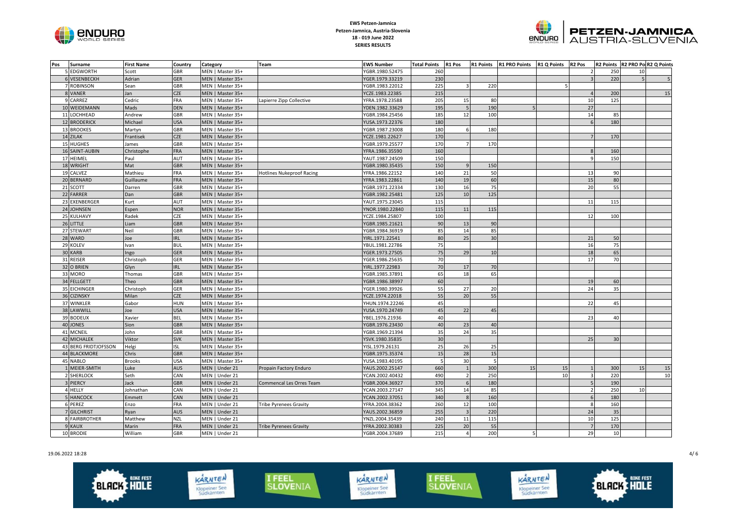**EWS Petzen-Jamnica**
**Petzen-Jamnica, Austria-Slovenia**
**18 - 019 June 2022**
**SERIES RESULTS**

| Pos | Surname | First Name | Country | Category | Team | EWS Number | Total Points | R1 Pos | R1 Points | R1 PRO Points | R1 Q Points | R2 Pos | R2 Points | R2 PRO Po | R2 Q Points |
|---|---|---|---|---|---|---|---|---|---|---|---|---|---|---|---|
| 5 | EDGWORTH | Scott | GBR | MEN \| Master 35+ | | YGBR.1980.52475 | 260 | | | | | 2 | 250 | 10 | |
| 6 | VESENBECKH | Adrian | GER | MEN \| Master 35+ | | YGER.1979.33219 | 230 | | | | | 3 | 220 | 5 | 5 |
| 7 | ROBINSON | Sean | GBR | MEN \| Master 35+ | | YGBR.1983.22012 | 225 | 3 | 220 | | 5 | | | | |
| 8 | VANER | Jan | CZE | MEN \| Master 35+ | | YCZE.1983.22385 | 215 | | | | | 4 | 200 | | 15 |
| 9 | CARREZ | Cedric | FRA | MEN \| Master 35+ | Lapierre Zipp Collective | YFRA.1978.23588 | 205 | 15 | 80 | | | 10 | 125 | | |
| 10 | WEIDEMANN | Mads | DEN | MEN \| Master 35+ | | YDEN.1982.33629 | 195 | 5 | 190 | 5 | | 27 | | | |
| 11 | LOCHHEAD | Andrew | GBR | MEN \| Master 35+ | | YGBR.1984.25456 | 185 | 12 | 100 | | | 14 | 85 | | |
| 12 | BRODERICK | Michael | USA | MEN \| Master 35+ | | YUSA.1973.22376 | 180 | | | | | 6 | 180 | | |
| 13 | BROOKES | Martyn | GBR | MEN \| Master 35+ | | YGBR.1987.23008 | 180 | 6 | 180 | | | | | | |
| 14 | ZILAK | Frantisek | CZE | MEN \| Master 35+ | | YCZE.1981.22627 | 170 | | | | | 7 | 170 | | |
| 15 | HUGHES | James | GBR | MEN \| Master 35+ | | YGBR.1979.25577 | 170 | 7 | 170 | | | | | | |
| 16 | SAINT-AUBIN | Christophe | FRA | MEN \| Master 35+ | | YFRA.1986.35590 | 160 | | | | | 8 | 160 | | |
| 17 | HEIMEL | Paul | AUT | MEN \| Master 35+ | | YAUT.1987.24509 | 150 | | | | | 9 | 150 | | |
| 18 | WRIGHT | Mat | GBR | MEN \| Master 35+ | | YGBR.1980.35435 | 150 | 9 | 150 | | | | | | |
| 19 | CALVEZ | Mathieu | FRA | MEN \| Master 35+ | Hotlines Nukeproof Racing | YFRA.1986.22152 | 140 | 21 | 50 | | | 13 | 90 | | |
| 20 | BERNARD | Guillaume | FRA | MEN \| Master 35+ | | YFRA.1983.22861 | 140 | 19 | 60 | | | 15 | 80 | | |
| 21 | SCOTT | Darren | GBR | MEN \| Master 35+ | | YGBR.1971.22334 | 130 | 16 | 75 | | | 20 | 55 | | |
| 22 | FARRER | Dan | GBR | MEN \| Master 35+ | | YGBR.1982.25481 | 125 | 10 | 125 | | | | | | |
| 23 | EXENBERGER | Kurt | AUT | MEN \| Master 35+ | | YAUT.1975.23045 | 115 | | | | | 11 | 115 | | |
| 24 | JOHNSEN | Espen | NOR | MEN \| Master 35+ | | YNOR.1980.22840 | 115 | 11 | 115 | | | | | | |
| 25 | KULHAVY | Radek | CZE | MEN \| Master 35+ | | YCZE.1984.25807 | 100 | | | | | 12 | 100 | | |
| 26 | LITTLE | Liam | GBR | MEN \| Master 35+ | | YGBR.1985.21621 | 90 | 13 | 90 | | | | | | |
| 27 | STEWART | Neil | GBR | MEN \| Master 35+ | | YGBR.1984.36919 | 85 | 14 | 85 | | | | | | |
| 28 | WARD | Joe | IRL | MEN \| Master 35+ | | YIRL.1971.22541 | 80 | 25 | 30 | | | 21 | 50 | | |
| 29 | KOLEV | Ivan | BUL | MEN \| Master 35+ | | YBUL.1981.22786 | 75 | | | | | 16 | 75 | | |
| 30 | KARB | Ingo | GER | MEN \| Master 35+ | | YGER.1973.27505 | 75 | 29 | 10 | | | 18 | 65 | | |
| 31 | REISER | Christoph | GER | MEN \| Master 35+ | | YGER.1986.25635 | 70 | | | | | 17 | 70 | | |
| 32 | O BRIEN | Glyn | IRL | MEN \| Master 35+ | | YIRL.1977.22983 | 70 | 17 | 70 | | | | | | |
| 33 | MORO | Thomas | GBR | MEN \| Master 35+ | | YGBR.1985.37891 | 65 | 18 | 65 | | | | | | |
| 34 | FELLGETT | Theo | GBR | MEN \| Master 35+ | | YGBR.1986.38997 | 60 | | | | | 19 | 60 | | |
| 35 | EICHINGER | Christoph | GER | MEN \| Master 35+ | | YGER.1980.39926 | 55 | 27 | 20 | | | 24 | 35 | | |
| 36 | CIZINSKY | Milan | CZE | MEN \| Master 35+ | | YCZE.1974.22018 | 55 | 20 | 55 | | | | | | |
| 37 | WINKLER | Gabor | HUN | MEN \| Master 35+ | | YHUN.1974.22246 | 45 | | | | | 22 | 45 | | |
| 38 | LAWWILL | Joe | USA | MEN \| Master 35+ | | YUSA.1970.24749 | 45 | 22 | 45 | | | | | | |
| 39 | BODEUX | Xavier | BEL | MEN \| Master 35+ | | YBEL.1976.21936 | 40 | | | | | 23 | 40 | | |
| 40 | JONES | Sion | GBR | MEN \| Master 35+ | | YGBR.1976.23430 | 40 | 23 | 40 | | | | | | |
| 41 | MCNEIL | John | GBR | MEN \| Master 35+ | | YGBR.1969.21394 | 35 | 24 | 35 | | | | | | |
| 42 | MICHALEK | Viktor | SVK | MEN \| Master 35+ | | YSVK.1980.35835 | 30 | | | | | 25 | 30 | | |
| 43 | BERG FRIDTJOFSSON | Helgi | ISL | MEN \| Master 35+ | | YISL.1979.26131 | 25 | 26 | 25 | | | | | | |
| 44 | BLACKMORE | Chris | GBR | MEN \| Master 35+ | | YGBR.1975.35374 | 15 | 28 | 15 | | | | | | |
| 45 | NABLO | Brooks | USA | MEN \| Master 35+ | | YUSA.1983.40195 | 5 | 30 | 5 | | | | | | |
| 1 | MEIER-SMITH | Luke | AUS | MEN \| Under 21 | Propain Factory Enduro | YAUS.2002.25147 | 660 | 1 | 300 | 15 | 15 | 1 | 300 | 15 | 15 |
| 2 | SHERLOCK | Seth | CAN | MEN \| Under 21 | | YCAN.2002.40432 | 490 | 2 | 250 | | 10 | 3 | 220 | | 10 |
| 3 | PIERCY | Jack | GBR | MEN \| Under 21 | Commencal Les Orres Team | YGBR.2004.36927 | 370 | 6 | 180 | | | 5 | 190 | | |
| 4 | HELLY | Johnathan | CAN | MEN \| Under 21 | | YCAN.2003.27147 | 345 | 14 | 85 | | | 2 | 250 | 10 | |
| 5 | HANCOCK | Emmett | CAN | MEN \| Under 21 | | YCAN.2002.37051 | 340 | 8 | 160 | | | 6 | 180 | | |
| 6 | PEREZ | Enzo | FRA | MEN \| Under 21 | Tribe Pyrenees Gravity | YFRA.2004.38362 | 260 | 12 | 100 | | | 8 | 160 | | |
| 7 | GILCHRIST | Ryan | AUS | MEN \| Under 21 | | YAUS.2002.36859 | 255 | 3 | 220 | | | 24 | 35 | | |
| 8 | FAIRBROTHER | Matthew | NZL | MEN \| Under 21 | | YNZL.2004.35439 | 240 | 11 | 115 | | | 10 | 125 | | |
| 9 | KAUX | Marin | FRA | MEN \| Under 21 | Tribe Pyrenees Gravity | YFRA.2002.30383 | 225 | 20 | 55 | | | 7 | 170 | | |
| 10 | BRODIE | William | GBR | MEN \| Under 21 | | YGBR.2004.37689 | 215 | 4 | 200 | 5 | | 29 | 10 | | |

19.06.2022 18:28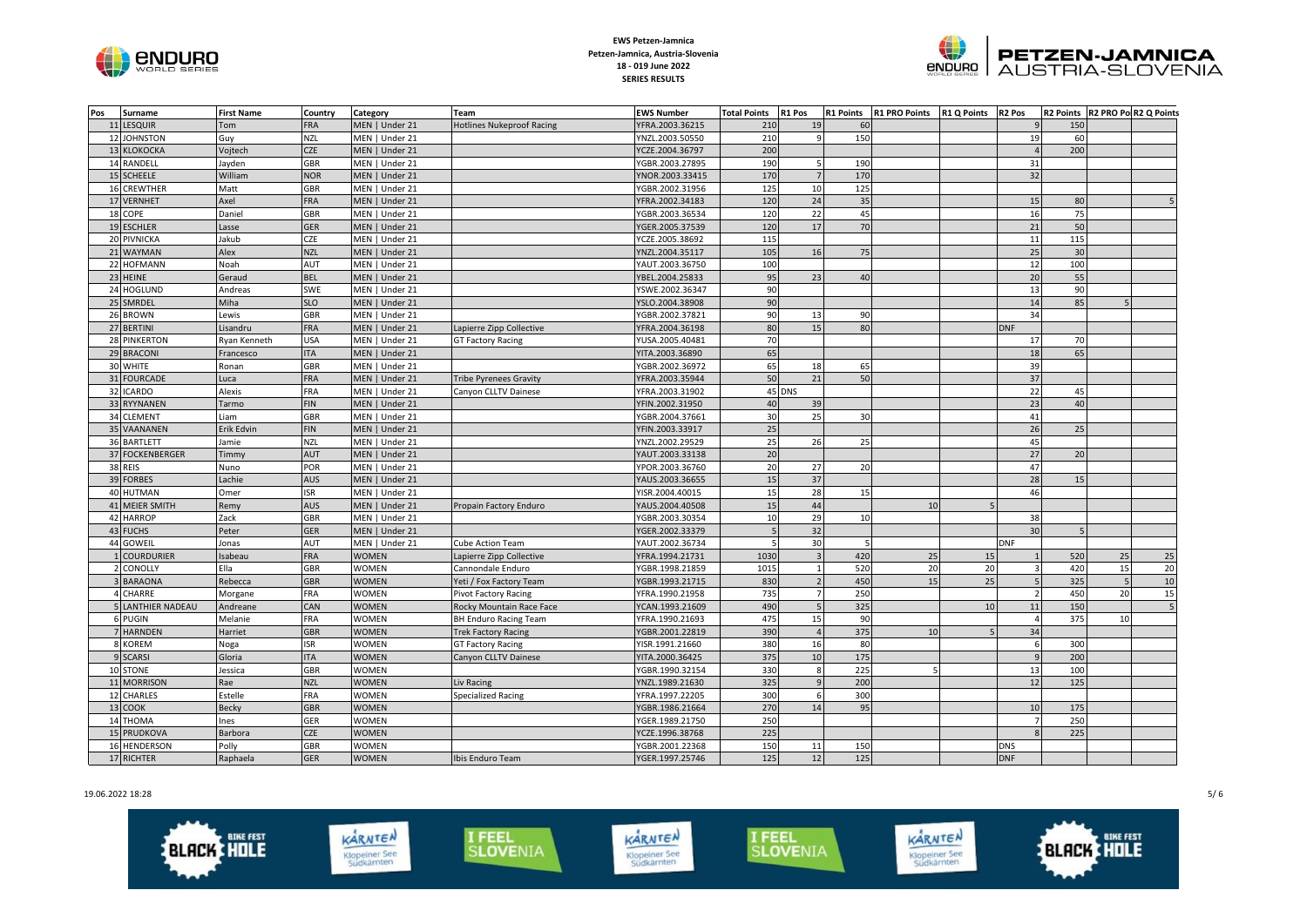**EWS Petzen-Jamnica**
**Petzen-Jamnica, Austria-Slovenia**
**18 - 019 June 2022**
**SERIES RESULTS**

| Pos | Surname | First Name | Country | Category | Team | EWS Number | Total Points | R1 Pos | R1 Points | R1 PRO Points | R1 Q Points | R2 Pos | R2 Points | R2 PRO Points | R2 Q Points |
|---|---|---|---|---|---|---|---|---|---|---|---|---|---|---|---|
| 11 | LESQUIR | Tom | FRA | MEN \| Under 21 | Hotlines Nukeproof Racing | YFRA.2003.36215 | 210 | 19 | 60 | | | 9 | 150 | | |
| 12 | JOHNSTON | Guy | NZL | MEN \| Under 21 | | YNZL.2003.50550 | 210 | 9 | 150 | | | 19 | 60 | | |
| 13 | KLOKOCKA | Vojtech | CZE | MEN \| Under 21 | | YCZE.2004.36797 | 200 | | | | | 4 | 200 | | |
| 14 | RANDELL | Jayden | GBR | MEN \| Under 21 | | YGBR.2003.27895 | 190 | 5 | 190 | | | 31 | | | |
| 15 | SCHEELE | William | NOR | MEN \| Under 21 | | YNOR.2003.33415 | 170 | 7 | 170 | | | 32 | | | |
| 16 | CREWTHER | Matt | GBR | MEN \| Under 21 | | YGBR.2002.31956 | 125 | 10 | 125 | | | | | | |
| 17 | VERNHET | Axel | FRA | MEN \| Under 21 | | YFRA.2002.34183 | 120 | 24 | 35 | | | 15 | 80 | | 5 |
| 18 | COPE | Daniel | GBR | MEN \| Under 21 | | YGBR.2003.36534 | 120 | 22 | 45 | | | 16 | 75 | | |
| 19 | ESCHLER | Lasse | GER | MEN \| Under 21 | | YGER.2005.37539 | 120 | 17 | 70 | | | 21 | 50 | | |
| 20 | PIVNICKA | Jakub | CZE | MEN \| Under 21 | | YCZE.2005.38692 | 115 | | | | | 11 | 115 | | |
| 21 | WAYMAN | Alex | NZL | MEN \| Under 21 | | YNZL.2004.35117 | 105 | 16 | 75 | | | 25 | 30 | | |
| 22 | HOFMANN | Noah | AUT | MEN \| Under 21 | | YAUT.2003.36750 | 100 | | | | | 12 | 100 | | |
| 23 | HEINE | Geraud | BEL | MEN \| Under 21 | | YBEL.2004.25833 | 95 | 23 | 40 | | | 20 | 55 | | |
| 24 | HOGLUND | Andreas | SWE | MEN \| Under 21 | | YSWE.2002.36347 | 90 | | | | | 13 | 90 | | |
| 25 | SMRDEL | Miha | SLO | MEN \| Under 21 | | YSLO.2004.38908 | 90 | | | | | 14 | 85 | 5 | |
| 26 | BROWN | Lewis | GBR | MEN \| Under 21 | | YGBR.2002.37821 | 90 | 13 | 90 | | | 34 | | | |
| 27 | BERTINI | Lisandru | FRA | MEN \| Under 21 | Lapierre Zipp Collective | YFRA.2004.36198 | 80 | 15 | 80 | | | DNF | | | |
| 28 | PINKERTON | Ryan Kenneth | USA | MEN \| Under 21 | GT Factory Racing | YUSA.2005.40481 | 70 | | | | | 17 | 70 | | |
| 29 | BRACONI | Francesco | ITA | MEN \| Under 21 | | YITA.2003.36890 | 65 | | | | | 18 | 65 | | |
| 30 | WHITE | Ronan | GBR | MEN \| Under 21 | | YGBR.2002.36972 | 65 | 18 | 65 | | | 39 | | | |
| 31 | FOURCADE | Luca | FRA | MEN \| Under 21 | Tribe Pyrenees Gravity | YFRA.2003.35944 | 50 | 21 | 50 | | | 37 | | | |
| 32 | ICARDO | Alexis | FRA | MEN \| Under 21 | Canyon CLLTV Dainese | YFRA.2003.31902 | 45 | DNS | | | | 22 | 45 | | |
| 33 | RYYNANEN | Tarmo | FIN | MEN \| Under 21 | | YFIN.2002.31950 | 40 | 39 | | | | 23 | 40 | | |
| 34 | CLEMENT | Liam | GBR | MEN \| Under 21 | | YGBR.2004.37661 | 30 | 25 | 30 | | | 41 | | | |
| 35 | VAANANEN | Erik Edvin | FIN | MEN \| Under 21 | | YFIN.2003.33917 | 25 | | | | | 26 | 25 | | |
| 36 | BARTLETT | Jamie | NZL | MEN \| Under 21 | | YNZL.2002.29529 | 25 | 26 | 25 | | | 45 | | | |
| 37 | FOCKENBERGER | Timmy | AUT | MEN \| Under 21 | | YAUT.2003.33138 | 20 | | | | | 27 | 20 | | |
| 38 | REIS | Nuno | POR | MEN \| Under 21 | | YPOR.2003.36760 | 20 | 27 | 20 | | | 47 | | | |
| 39 | FORBES | Lachie | AUS | MEN \| Under 21 | | YAUS.2003.36655 | 15 | 37 | | | | 28 | 15 | | |
| 40 | HUTMAN | Omer | ISR | MEN \| Under 21 | | YISR.2004.40015 | 15 | 28 | 15 | | | 46 | | | |
| 41 | MEIER SMITH | Remy | AUS | MEN \| Under 21 | Propain Factory Enduro | YAUS.2004.40508 | 15 | 44 | | 10 | 5 | | | | |
| 42 | HARROP | Zack | GBR | MEN \| Under 21 | | YGBR.2003.30354 | 10 | 29 | 10 | | | 38 | | | |
| 43 | FUCHS | Peter | GER | MEN \| Under 21 | | YGER.2002.33379 | 5 | 32 | | | | 30 | 5 | | |
| 44 | GOWEIL | Jonas | AUT | MEN \| Under 21 | Cube Action Team | YAUT.2002.36734 | 5 | 30 | 5 | | | DNF | | | |
| 1 | COURDURIER | Isabeau | FRA | WOMEN | Lapierre Zipp Collective | YFRA.1994.21731 | 1030 | 3 | 420 | 25 | 15 | 1 | 520 | 25 | 25 |
| 2 | CONOLLY | Ella | GBR | WOMEN | Cannondale Enduro | YGBR.1998.21859 | 1015 | 1 | 520 | 20 | 20 | 3 | 420 | 15 | 20 |
| 3 | BARAONA | Rebecca | GBR | WOMEN | Yeti / Fox Factory Team | YGBR.1993.21715 | 830 | 2 | 450 | 15 | 25 | 5 | 325 | 5 | 10 |
| 4 | CHARRE | Morgane | FRA | WOMEN | Pivot Factory Racing | YFRA.1990.21958 | 735 | 7 | 250 | | | 2 | 450 | 20 | 15 |
| 5 | LANTHIER NADEAU | Andreane | CAN | WOMEN | Rocky Mountain Race Face | YCAN.1993.21609 | 490 | 5 | 325 | | 10 | 11 | 150 | | 5 |
| 6 | PUGIN | Melanie | FRA | WOMEN | BH Enduro Racing Team | YFRA.1990.21693 | 475 | 15 | 90 | | | 4 | 375 | 10 | |
| 7 | HARNDEN | Harriet | GBR | WOMEN | Trek Factory Racing | YGBR.2001.22819 | 390 | 4 | 375 | 10 | 5 | 34 | | | |
| 8 | KOREM | Noga | ISR | WOMEN | GT Factory Racing | YISR.1991.21660 | 380 | 16 | 80 | | | 6 | 300 | | |
| 9 | SCARSI | Gloria | ITA | WOMEN | Canyon CLLTV Dainese | YITA.2000.36425 | 375 | 10 | 175 | | | 9 | 200 | | |
| 10 | STONE | Jessica | GBR | WOMEN | | YGBR.1990.32154 | 330 | 8 | 225 | 5 | | 13 | 100 | | |
| 11 | MORRISON | Rae | NZL | WOMEN | Liv Racing | YNZL.1989.21630 | 325 | 9 | 200 | | | 12 | 125 | | |
| 12 | CHARLES | Estelle | FRA | WOMEN | Specialized Racing | YFRA.1997.22205 | 300 | 6 | 300 | | | | | | |
| 13 | COOK | Becky | GBR | WOMEN | | YGBR.1986.21664 | 270 | 14 | 95 | | | 10 | 175 | | |
| 14 | THOMA | Ines | GER | WOMEN | | YGER.1989.21750 | 250 | | | | | 7 | 250 | | |
| 15 | PRUDKOVA | Barbora | CZE | WOMEN | | YCZE.1996.38768 | 225 | | | | | 8 | 225 | | |
| 16 | HENDERSON | Polly | GBR | WOMEN | | YGBR.2001.22368 | 150 | 11 | 150 | | | DNS | | | |
| 17 | RICHTER | Raphaela | GER | WOMEN | Ibis Enduro Team | YGER.1997.25746 | 125 | 12 | 125 | | | DNF | | | |

19.06.2022 18:28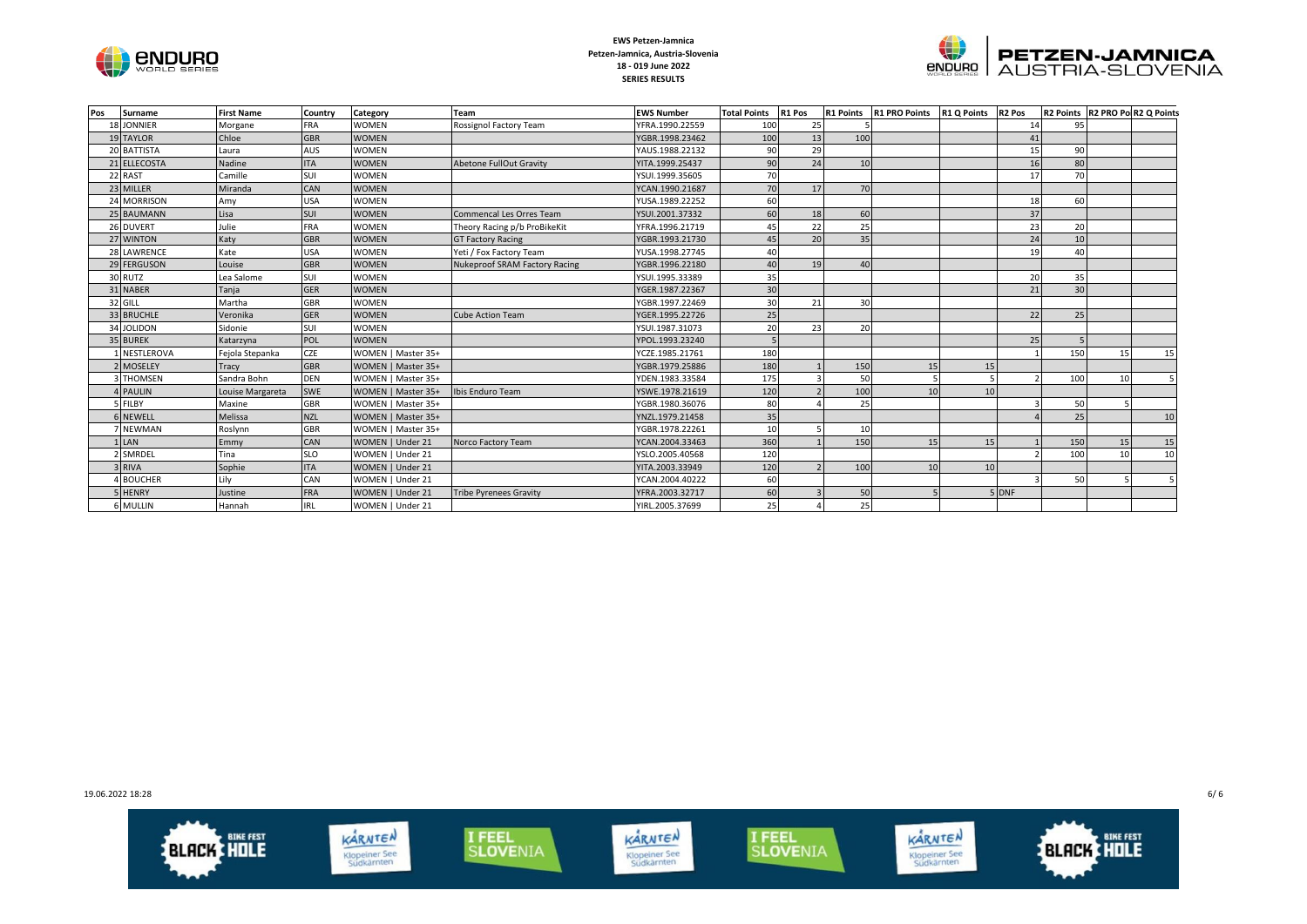**EWS Petzen-Jamnica**
**Petzen-Jamnica, Austria-Slovenia**
**18 - 019 June 2022**
**SERIES RESULTS**

| Pos | Surname | First Name | Country | Category | Team | EWS Number | Total Points | R1 Pos | R1 Points | R1 PRO Points | R1 Q Points | R2 Pos | R2 Points | R2 PRO Points | R2 Q Points |
|---|---|---|---|---|---|---|---|---|---|---|---|---|---|---|---|
| 18 | JONNIER | Morgane | FRA | WOMEN | Rossignol Factory Team | YFRA.1990.22559 | 100 | 25 | 5 | | | 14 | 95 | | |
| 19 | TAYLOR | Chloe | GBR | WOMEN | | YGBR.1998.23462 | 100 | 13 | 100 | | | 41 | | | |
| 20 | BATTISTA | Laura | AUS | WOMEN | | YAUS.1988.22132 | 90 | 29 | | | | 15 | 90 | | |
| 21 | ELLECOSTA | Nadine | ITA | WOMEN | Abetone FullOut Gravity | YITA.1999.25437 | 90 | 24 | 10 | | | 16 | 80 | | |
| 22 | RAST | Camille | SUI | WOMEN | | YSUI.1999.35605 | 70 | | | | | 17 | 70 | | |
| 23 | MILLER | Miranda | CAN | WOMEN | | YCAN.1990.21687 | 70 | 17 | 70 | | | | | | |
| 24 | MORRISON | Amy | USA | WOMEN | | YUSA.1989.22252 | 60 | | | | | 18 | 60 | | |
| 25 | BAUMANN | Lisa | SUI | WOMEN | Commencal Les Orres Team | YSUI.2001.37332 | 60 | 18 | 60 | | | 37 | | | |
| 26 | DUVERT | Julie | FRA | WOMEN | Theory Racing p/b ProBikeKit | YFRA.1996.21719 | 45 | 22 | 25 | | | 23 | 20 | | |
| 27 | WINTON | Katy | GBR | WOMEN | GT Factory Racing | YGBR.1993.21730 | 45 | 20 | 35 | | | 24 | 10 | | |
| 28 | LAWRENCE | Kate | USA | WOMEN | Yeti / Fox Factory Team | YUSA.1998.27745 | 40 | | | | | 19 | 40 | | |
| 29 | FERGUSON | Louise | GBR | WOMEN | Nukeproof SRAM Factory Racing | YGBR.1996.22180 | 40 | 19 | 40 | | | | | | |
| 30 | RUTZ | Lea Salome | SUI | WOMEN | | YSUI.1995.33389 | 35 | | | | | 20 | 35 | | |
| 31 | NABER | Tanja | GER | WOMEN | | YGER.1987.22367 | 30 | | | | | 21 | 30 | | |
| 32 | GILL | Martha | GBR | WOMEN | | YGBR.1997.22469 | 30 | 21 | 30 | | | | | | |
| 33 | BRUCHLE | Veronika | GER | WOMEN | Cube Action Team | YGER.1995.22726 | 25 | | | | | 22 | 25 | | |
| 34 | JOLIDON | Sidonie | SUI | WOMEN | | YSUI.1987.31073 | 20 | 23 | 20 | | | | | | |
| 35 | BUREK | Katarzyna | POL | WOMEN | | YPOL.1993.23240 | 5 | | | | | 25 | 5 | | |
| 1 | NESTLEROVA | Fejola Stepanka | CZE | WOMEN \| Master 35+ | | YCZE.1985.21761 | 180 | | | | | 1 | 150 | 15 | 15 |
| 2 | MOSELEY | Tracy | GBR | WOMEN \| Master 35+ | | YGBR.1979.25886 | 180 | 1 | 150 | 15 | 15 | | | | |
| 3 | THOMSEN | Sandra Bohn | DEN | WOMEN \| Master 35+ | | YDEN.1983.33584 | 175 | 3 | 50 | 5 | 5 | 2 | 100 | 10 | 5 |
| 4 | PAULIN | Louise Margareta | SWE | WOMEN \| Master 35+ | Ibis Enduro Team | YSWE.1978.21619 | 120 | 2 | 100 | 10 | 10 | | | | |
| 5 | FILBY | Maxine | GBR | WOMEN \| Master 35+ | | YGBR.1980.36076 | 80 | 4 | 25 | | | 3 | 50 | 5 | |
| 6 | NEWELL | Melissa | NZL | WOMEN \| Master 35+ | | YNZL.1979.21458 | 35 | | | | | 4 | 25 | | 10 |
| 7 | NEWMAN | Roslynn | GBR | WOMEN \| Master 35+ | | YGBR.1978.22261 | 10 | 5 | 10 | | | | | | |
| 1 | LAN | Emmy | CAN | WOMEN \| Under 21 | Norco Factory Team | YCAN.2004.33463 | 360 | 1 | 150 | 15 | 15 | 1 | 150 | 15 | 15 |
| 2 | SMRDEL | Tina | SLO | WOMEN \| Under 21 | | YSLO.2005.40568 | 120 | | | | | 2 | 100 | 10 | 10 |
| 3 | RIVA | Sophie | ITA | WOMEN \| Under 21 | | YITA.2003.33949 | 120 | 2 | 100 | 10 | 10 | | | | |
| 4 | BOUCHER | Lily | CAN | WOMEN \| Under 21 | | YCAN.2004.40222 | 60 | | | | | 3 | 50 | 5 | 5 |
| 5 | HENRY | Justine | FRA | WOMEN \| Under 21 | Tribe Pyrenees Gravity | YFRA.2003.32717 | 60 | 3 | 50 | 5 | 5 | DNF | | | |
| 6 | MULLIN | Hannah | IRL | WOMEN \| Under 21 | | YIRL.2005.37699 | 25 | 4 | 25 | | | | | | |